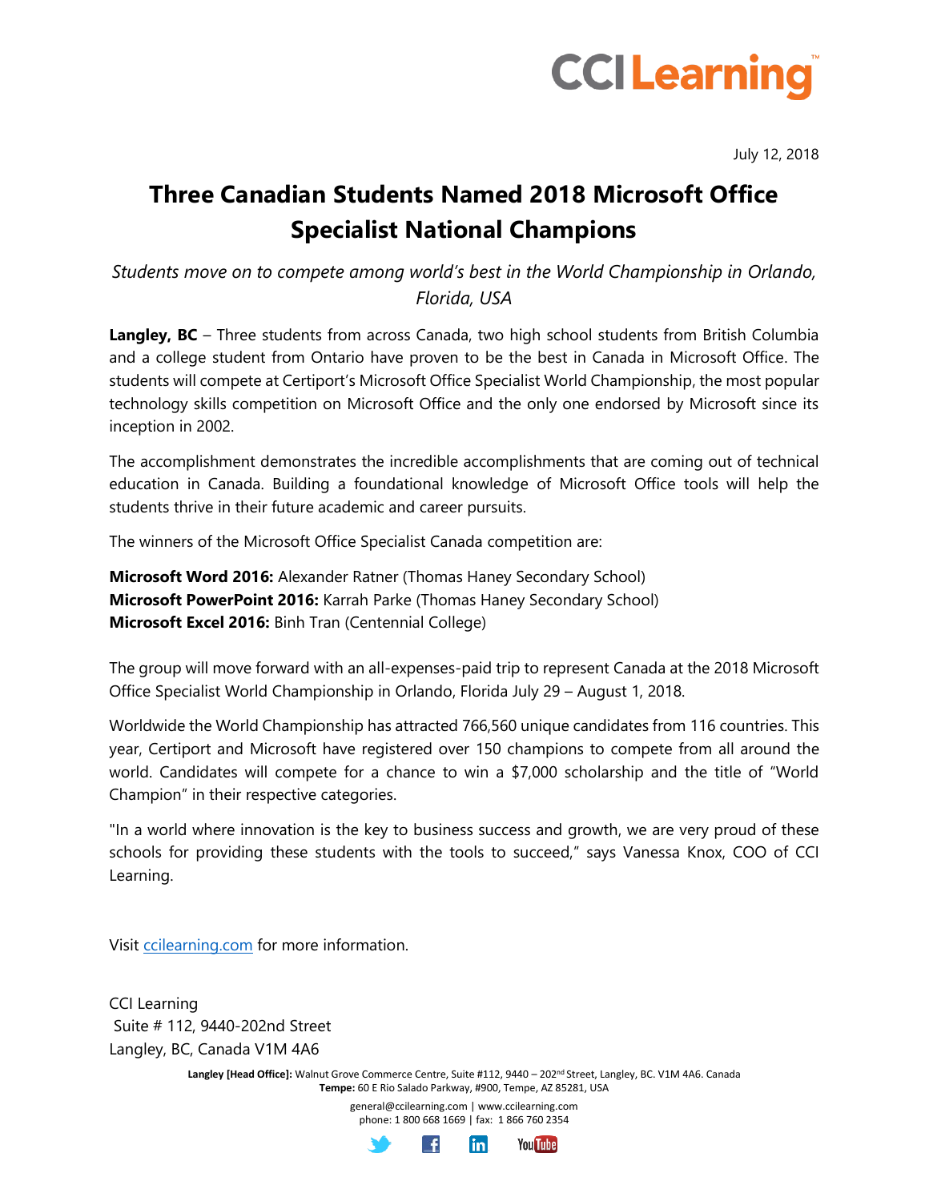July 12, 2018

# Three Canadian Students Named 2018 Microsoft Office Specialist National Champions

*Students move on to compete among world's best in the World Championship in Orlando, Florida, USA*

**Langley, BC** – Three students from across Canada, two high school students from British Columbia and a college student from Ontario have proven to be the best in Canada in Microsoft Office. The students will compete at Certiport's Microsoft Office Specialist World Championship, the most popular technology skills competition on Microsoft Office and the only one endorsed by Microsoft since its inception in 2002.

The accomplishment demonstrates the incredible accomplishments that are coming out of technical education in Canada. Building a foundational knowledge of Microsoft Office tools will help the students thrive in their future academic and career pursuits.

The winners of the Microsoft Office Specialist Canada competition are:

**Microsoft Word 2016:** Alexander Ratner (Thomas Haney Secondary School)
**Microsoft PowerPoint 2016:** Karrah Parke (Thomas Haney Secondary School)
**Microsoft Excel 2016:** Binh Tran (Centennial College)

The group will move forward with an all-expenses-paid trip to represent Canada at the 2018 Microsoft Office Specialist World Championship in Orlando, Florida July 29 – August 1, 2018.

Worldwide the World Championship has attracted 766,560 unique candidates from 116 countries. This year, Certiport and Microsoft have registered over 150 champions to compete from all around the world. Candidates will compete for a chance to win a $7,000 scholarship and the title of "World Champion" in their respective categories.

"In a world where innovation is the key to business success and growth, we are very proud of these schools for providing these students with the tools to succeed," says Vanessa Knox, COO of CCI Learning.

Visit ccilearning.com for more information.

CCI Learning
Suite # 112, 9440-202nd Street
Langley, BC, Canada V1M 4A6

**Langley [Head Office]:** Walnut Grove Commerce Centre, Suite #112, 9440 – 202nd Street, Langley, BC. V1M 4A6. Canada
**Tempe:** 60 E Rio Salado Parkway, #900, Tempe, AZ 85281, USA

general@ccilearning.com | www.ccilearning.com
phone: 1 800 668 1669 | fax: 1 866 760 2354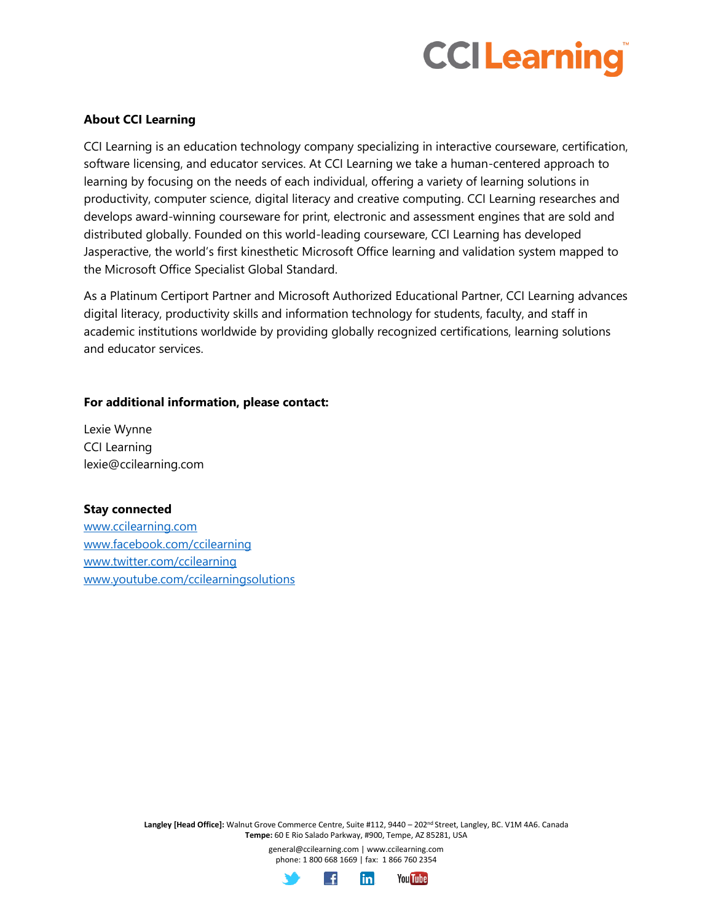## About CCI Learning

CCI Learning is an education technology company specializing in interactive courseware, certification, software licensing, and educator services. At CCI Learning we take a human-centered approach to learning by focusing on the needs of each individual, offering a variety of learning solutions in productivity, computer science, digital literacy and creative computing. CCI Learning researches and develops award-winning courseware for print, electronic and assessment engines that are sold and distributed globally. Founded on this world-leading courseware, CCI Learning has developed Jasperactive, the world's first kinesthetic Microsoft Office learning and validation system mapped to the Microsoft Office Specialist Global Standard.

As a Platinum Certiport Partner and Microsoft Authorized Educational Partner, CCI Learning advances digital literacy, productivity skills and information technology for students, faculty, and staff in academic institutions worldwide by providing globally recognized certifications, learning solutions and educator services.

**For additional information, please contact:**

Lexie Wynne
CCI Learning
lexie@ccilearning.com

**Stay connected**
www.ccilearning.com
www.facebook.com/ccilearning
www.twitter.com/ccilearning
www.youtube.com/ccilearningsolutions

**Langley [Head Office]:** Walnut Grove Commerce Centre, Suite #112, 9440 – 202nd Street, Langley, BC. V1M 4A6. Canada
**Tempe:** 60 E Rio Salado Parkway, #900, Tempe, AZ 85281, USA

general@ccilearning.com | www.ccilearning.com
phone: 1 800 668 1669 | fax: 1 866 760 2354